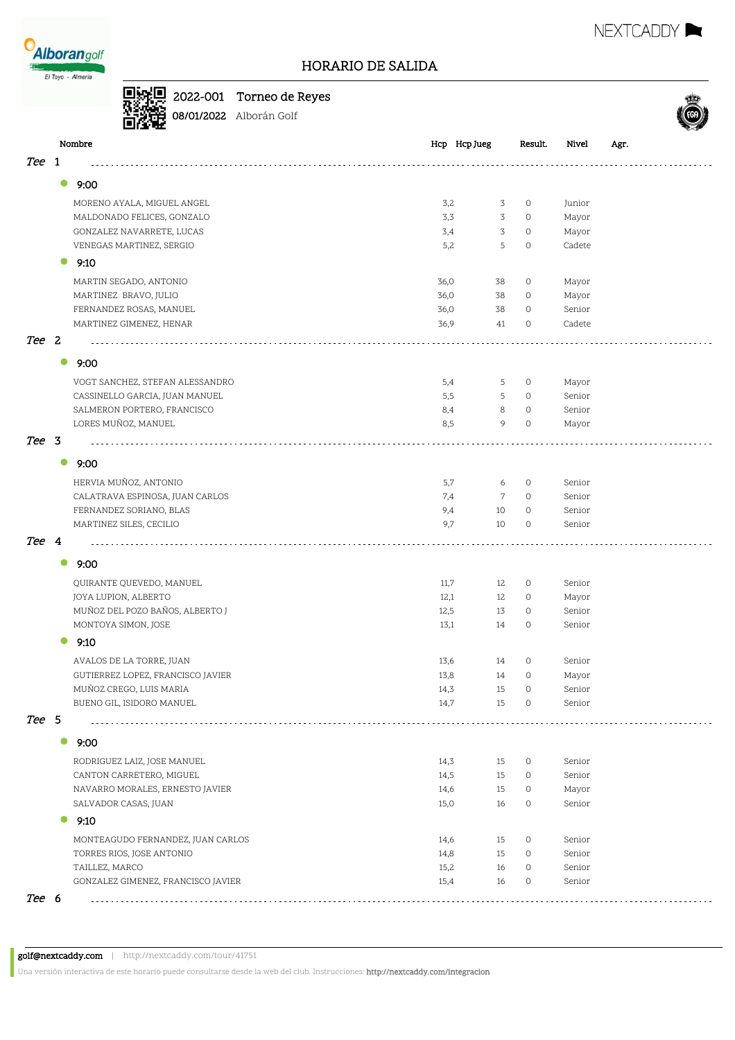# HORARIO DE SALIDA

**2022-001** Torneo de Reyes

**08/01/2022** Alborán Golf

| Nombre | Hcp | Hcp Jueg | Result. | Nivel | Agr. |
|---|---|---|---|---|---|
| ***Tee 1*** | | | | | |
| **9:00** | | | | | |
| MORENO AYALA, MIGUEL ANGEL | 3,2 | 3 | 0 | Junior | |
| MALDONADO FELICES, GONZALO | 3,3 | 3 | 0 | Mayor | |
| GONZALEZ NAVARRETE, LUCAS | 3,4 | 3 | 0 | Mayor | |
| VENEGAS MARTINEZ, SERGIO | 5,2 | 5 | 0 | Cadete | |
| **9:10** | | | | | |
| MARTIN SEGADO, ANTONIO | 36,0 | 38 | 0 | Mayor | |
| MARTINEZ BRAVO, JULIO | 36,0 | 38 | 0 | Mayor | |
| FERNANDEZ ROSAS, MANUEL | 36,0 | 38 | 0 | Senior | |
| MARTINEZ GIMENEZ, HENAR | 36,9 | 41 | 0 | Cadete | |
| ***Tee 2*** | | | | | |
| **9:00** | | | | | |
| VOGT SANCHEZ, STEFAN ALESSANDRO | 5,4 | 5 | 0 | Mayor | |
| CASSINELLO GARCIA, JUAN MANUEL | 5,5 | 5 | 0 | Senior | |
| SALMERON PORTERO, FRANCISCO | 8,4 | 8 | 0 | Senior | |
| LORES MUÑOZ, MANUEL | 8,5 | 9 | 0 | Mayor | |
| ***Tee 3*** | | | | | |
| **9:00** | | | | | |
| HERVIA MUÑOZ, ANTONIO | 5,7 | 6 | 0 | Senior | |
| CALATRAVA ESPINOSA, JUAN CARLOS | 7,4 | 7 | 0 | Senior | |
| FERNANDEZ SORIANO, BLAS | 9,4 | 10 | 0 | Senior | |
| MARTINEZ SILES, CECILIO | 9,7 | 10 | 0 | Senior | |
| ***Tee 4*** | | | | | |
| **9:00** | | | | | |
| QUIRANTE QUEVEDO, MANUEL | 11,7 | 12 | 0 | Senior | |
| JOYA LUPION, ALBERTO | 12,1 | 12 | 0 | Mayor | |
| MUÑOZ DEL POZO BAÑOS, ALBERTO J | 12,5 | 13 | 0 | Senior | |
| MONTOYA SIMON, JOSE | 13,1 | 14 | 0 | Senior | |
| **9:10** | | | | | |
| AVALOS DE LA TORRE, JUAN | 13,6 | 14 | 0 | Senior | |
| GUTIERREZ LOPEZ, FRANCISCO JAVIER | 13,8 | 14 | 0 | Mayor | |
| MUÑOZ CREGO, LUIS MARIA | 14,3 | 15 | 0 | Senior | |
| BUENO GIL, ISIDORO MANUEL | 14,7 | 15 | 0 | Senior | |
| ***Tee 5*** | | | | | |
| **9:00** | | | | | |
| RODRIGUEZ LAIZ, JOSE MANUEL | 14,3 | 15 | 0 | Senior | |
| CANTON CARRETERO, MIGUEL | 14,5 | 15 | 0 | Senior | |
| NAVARRO MORALES, ERNESTO JAVIER | 14,6 | 15 | 0 | Mayor | |
| SALVADOR CASAS, JUAN | 15,0 | 16 | 0 | Senior | |
| **9:10** | | | | | |
| MONTEAGUDO FERNANDEZ, JUAN CARLOS | 14,6 | 15 | 0 | Senior | |
| TORRES RIOS, JOSE ANTONIO | 14,8 | 15 | 0 | Senior | |
| TAILLEZ, MARCO | 15,2 | 16 | 0 | Senior | |
| GONZALEZ GIMENEZ, FRANCISCO JAVIER | 15,4 | 16 | 0 | Senior | |
| ***Tee 6*** | | | | | |

**golf@nextcaddy.com** | http://nextcaddy.com/tour/41751

Una versión interactiva de este horario puede consultarse desde la web del club. Instrucciones: **http://nextcaddy.com/integracion**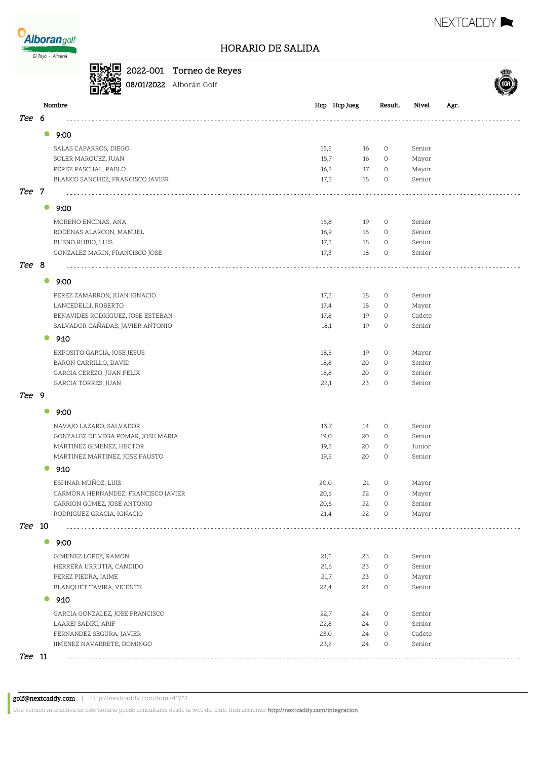# HORARIO DE SALIDA

**2022-001** Torneo de Reyes

**08/01/2022** Alborán Golf

| Nombre | Hcp | Hcp Jueg | Result. | Nivel | Agr. |
|---|---|---|---|---|---|
| ***Tee 6*** | | | | | |
| **9:00** | | | | | |
| SALAS CAPARROS, DIEGO | 15,5 | 16 | 0 | Senior | |
| SOLER MARQUEZ, JUAN | 15,7 | 16 | 0 | Mayor | |
| PEREZ PASCUAL, PABLO | 16,2 | 17 | 0 | Mayor | |
| BLANCO SANCHEZ, FRANCISCO JAVIER | 17,3 | 18 | 0 | Senior | |
| ***Tee 7*** | | | | | |
| **9:00** | | | | | |
| MORENO ENCINAS, ANA | 15,8 | 19 | 0 | Senior | |
| RODENAS ALARCON, MANUEL | 16,9 | 18 | 0 | Senior | |
| BUENO RUBIO, LUIS | 17,3 | 18 | 0 | Senior | |
| GONZALEZ MARIN, FRANCISCO JOSE | 17,3 | 18 | 0 | Senior | |
| ***Tee 8*** | | | | | |
| **9:00** | | | | | |
| PEREZ ZAMARRON, JUAN IGNACIO | 17,3 | 18 | 0 | Senior | |
| LANCEDELLI, ROBERTO | 17,4 | 18 | 0 | Mayor | |
| BENAVIDES RODRIGUEZ, JOSE ESTEBAN | 17,8 | 19 | 0 | Cadete | |
| SALVADOR CAÑADAS, JAVIER ANTONIO | 18,1 | 19 | 0 | Senior | |
| **9:10** | | | | | |
| EXPOSITO GARCIA, JOSE JESUS | 18,5 | 19 | 0 | Mayor | |
| BARON CARRILLO, DAVID | 18,8 | 20 | 0 | Senior | |
| GARCIA CEREZO, JUAN FELIX | 18,8 | 20 | 0 | Senior | |
| GARCIA TORRES, JUAN | 22,1 | 23 | 0 | Senior | |
| ***Tee 9*** | | | | | |
| **9:00** | | | | | |
| NAVAJO LAZARO, SALVADOR | 13,7 | 14 | 0 | Senior | |
| GONZALEZ DE VEGA POMAR, JOSE MARIA | 19,0 | 20 | 0 | Senior | |
| MARTINEZ GIMENEZ, HECTOR | 19,2 | 20 | 0 | Junior | |
| MARTINEZ MARTINEZ, JOSE FAUSTO | 19,5 | 20 | 0 | Senior | |
| **9:10** | | | | | |
| ESPINAR MUÑOZ, LUIS | 20,0 | 21 | 0 | Mayor | |
| CARMONA HERNANDEZ, FRANCISCO JAVIER | 20,6 | 22 | 0 | Mayor | |
| CARRION GOMEZ, JOSE ANTONIO | 20,6 | 22 | 0 | Senior | |
| RODRIGUEZ GRACIA, IGNACIO | 21,4 | 22 | 0 | Mayor | |
| ***Tee 10*** | | | | | |
| **9:00** | | | | | |
| GIMENEZ LOPEZ, RAMON | 21,5 | 23 | 0 | Senior | |
| HERRERA URRUTIA, CANDIDO | 21,6 | 23 | 0 | Senior | |
| PEREZ PIEDRA, JAIME | 21,7 | 23 | 0 | Mayor | |
| BLANQUET TAVIRA, VICENTE | 22,4 | 24 | 0 | Senior | |
| **9:10** | | | | | |
| GARCIA GONZALEZ, JOSE FRANCISCO | 22,7 | 24 | 0 | Senior | |
| LAAREJ SADIKI, ARIF | 22,8 | 24 | 0 | Senior | |
| FERNANDEZ SEGURA, JAVIER | 23,0 | 24 | 0 | Cadete | |
| JIMENEZ NAVARRETE, DOMINGO | 23,2 | 24 | 0 | Senior | |
| ***Tee 11*** | | | | | |

**golf@nextcaddy.com** | http://nextcaddy.com/tour/41751

Una versión interactiva de este horario puede consultarse desde la web del club. Instrucciones: **http://nextcaddy.com/integracion**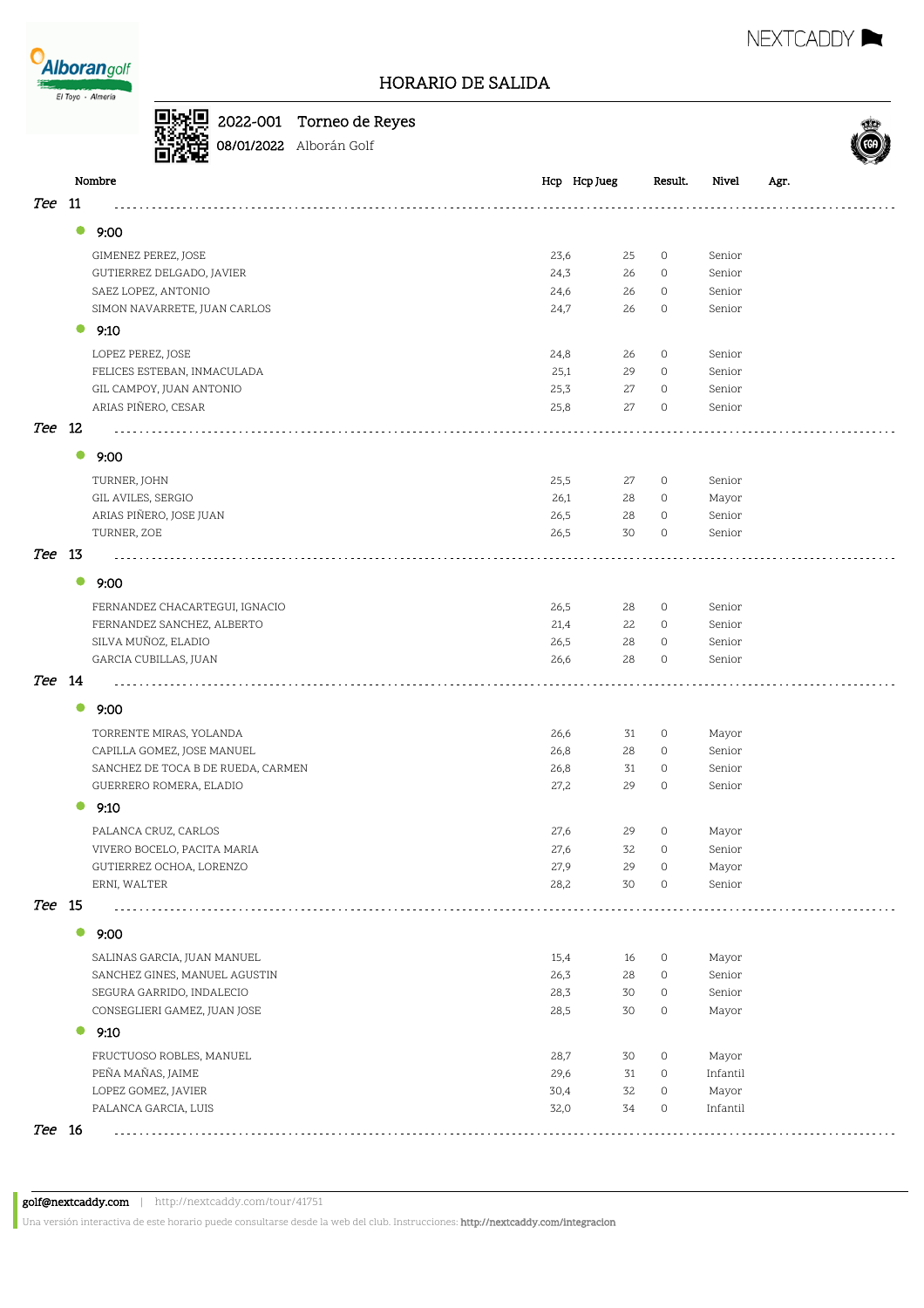# HORARIO DE SALIDA

**2022-001** Torneo de Reyes
**08/01/2022** Alborán Golf

| Nombre | Hcp | Hcp Jueg | Result. | Nivel | Agr. |
|---|---|---|---|---|---|
| ***Tee* 11** | | | | | |
| **9:00** | | | | | |
| GIMENEZ PEREZ, JOSE | 23,6 | 25 | 0 | Senior | |
| GUTIERREZ DELGADO, JAVIER | 24,3 | 26 | 0 | Senior | |
| SAEZ LOPEZ, ANTONIO | 24,6 | 26 | 0 | Senior | |
| SIMON NAVARRETE, JUAN CARLOS | 24,7 | 26 | 0 | Senior | |
| **9:10** | | | | | |
| LOPEZ PEREZ, JOSE | 24,8 | 26 | 0 | Senior | |
| FELICES ESTEBAN, INMACULADA | 25,1 | 29 | 0 | Senior | |
| GIL CAMPOY, JUAN ANTONIO | 25,3 | 27 | 0 | Senior | |
| ARIAS PIÑERO, CESAR | 25,8 | 27 | 0 | Senior | |
| ***Tee* 12** | | | | | |
| **9:00** | | | | | |
| TURNER, JOHN | 25,5 | 27 | 0 | Senior | |
| GIL AVILES, SERGIO | 26,1 | 28 | 0 | Mayor | |
| ARIAS PIÑERO, JOSE JUAN | 26,5 | 28 | 0 | Senior | |
| TURNER, ZOE | 26,5 | 30 | 0 | Senior | |
| ***Tee* 13** | | | | | |
| **9:00** | | | | | |
| FERNANDEZ CHACARTEGUI, IGNACIO | 26,5 | 28 | 0 | Senior | |
| FERNANDEZ SANCHEZ, ALBERTO | 21,4 | 22 | 0 | Senior | |
| SILVA MUÑOZ, ELADIO | 26,5 | 28 | 0 | Senior | |
| GARCIA CUBILLAS, JUAN | 26,6 | 28 | 0 | Senior | |
| ***Tee* 14** | | | | | |
| **9:00** | | | | | |
| TORRENTE MIRAS, YOLANDA | 26,6 | 31 | 0 | Mayor | |
| CAPILLA GOMEZ, JOSE MANUEL | 26,8 | 28 | 0 | Senior | |
| SANCHEZ DE TOCA B DE RUEDA, CARMEN | 26,8 | 31 | 0 | Senior | |
| GUERRERO ROMERA, ELADIO | 27,2 | 29 | 0 | Senior | |
| **9:10** | | | | | |
| PALANCA CRUZ, CARLOS | 27,6 | 29 | 0 | Mayor | |
| VIVERO BOCELO, PACITA MARIA | 27,6 | 32 | 0 | Senior | |
| GUTIERREZ OCHOA, LORENZO | 27,9 | 29 | 0 | Mayor | |
| ERNI, WALTER | 28,2 | 30 | 0 | Senior | |
| ***Tee* 15** | | | | | |
| **9:00** | | | | | |
| SALINAS GARCIA, JUAN MANUEL | 15,4 | 16 | 0 | Mayor | |
| SANCHEZ GINES, MANUEL AGUSTIN | 26,3 | 28 | 0 | Senior | |
| SEGURA GARRIDO, INDALECIO | 28,3 | 30 | 0 | Senior | |
| CONSEGLIERI GAMEZ, JUAN JOSE | 28,5 | 30 | 0 | Mayor | |
| **9:10** | | | | | |
| FRUCTUOSO ROBLES, MANUEL | 28,7 | 30 | 0 | Mayor | |
| PEÑA MAÑAS, JAIME | 29,6 | 31 | 0 | Infantil | |
| LOPEZ GOMEZ, JAVIER | 30,4 | 32 | 0 | Mayor | |
| PALANCA GARCIA, LUIS | 32,0 | 34 | 0 | Infantil | |
| ***Tee* 16** | | | | | |

golf@nextcaddy.com | http://nextcaddy.com/tour/41751

Una versión interactiva de este horario puede consultarse desde la web del club. Instrucciones: http://nextcaddy.com/integracion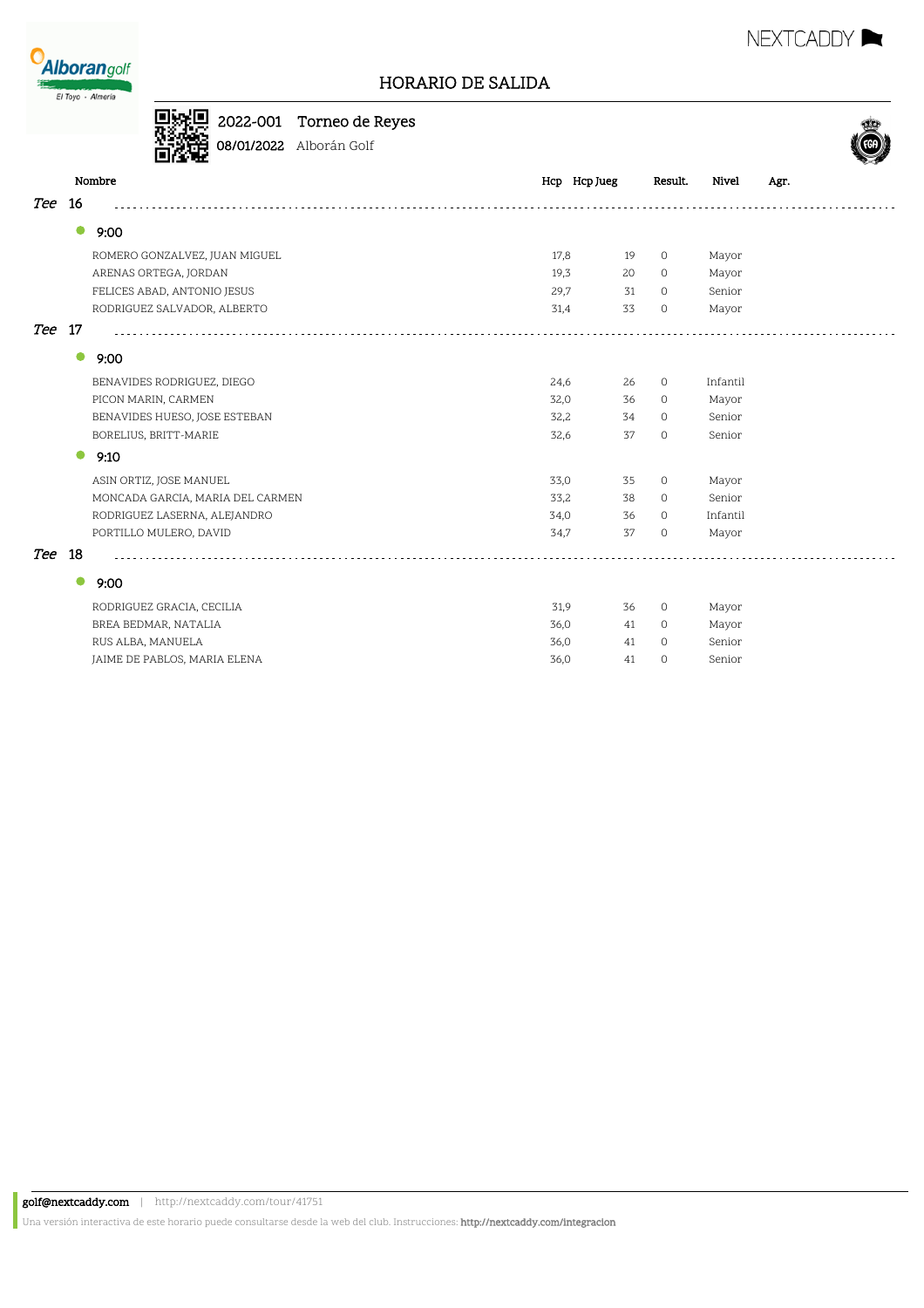# HORARIO DE SALIDA

**2022-001** Torneo de Reyes
**08/01/2022** Alborán Golf

| Nombre | Hcp | Hcp Jueg | Result. | Nivel | Agr. |
|---|---|---|---|---|---|
| ***Tee 16*** | | | | | |
| **9:00** | | | | | |
| ROMERO GONZALVEZ, JUAN MIGUEL | 17,8 | 19 | 0 | Mayor | |
| ARENAS ORTEGA, JORDAN | 19,3 | 20 | 0 | Mayor | |
| FELICES ABAD, ANTONIO JESUS | 29,7 | 31 | 0 | Senior | |
| RODRIGUEZ SALVADOR, ALBERTO | 31,4 | 33 | 0 | Mayor | |
| ***Tee 17*** | | | | | |
| **9:00** | | | | | |
| BENAVIDES RODRIGUEZ, DIEGO | 24,6 | 26 | 0 | Infantil | |
| PICON MARIN, CARMEN | 32,0 | 36 | 0 | Mayor | |
| BENAVIDES HUESO, JOSE ESTEBAN | 32,2 | 34 | 0 | Senior | |
| BORELIUS, BRITT-MARIE | 32,6 | 37 | 0 | Senior | |
| **9:10** | | | | | |
| ASIN ORTIZ, JOSE MANUEL | 33,0 | 35 | 0 | Mayor | |
| MONCADA GARCIA, MARIA DEL CARMEN | 33,2 | 38 | 0 | Senior | |
| RODRIGUEZ LASERNA, ALEJANDRO | 34,0 | 36 | 0 | Infantil | |
| PORTILLO MULERO, DAVID | 34,7 | 37 | 0 | Mayor | |
| ***Tee 18*** | | | | | |
| **9:00** | | | | | |
| RODRIGUEZ GRACIA, CECILIA | 31,9 | 36 | 0 | Mayor | |
| BREA BEDMAR, NATALIA | 36,0 | 41 | 0 | Mayor | |
| RUS ALBA, MANUELA | 36,0 | 41 | 0 | Senior | |
| JAIME DE PABLOS, MARIA ELENA | 36,0 | 41 | 0 | Senior | |

**golf@nextcaddy.com** | http://nextcaddy.com/tour/41751

Una versión interactiva de este horario puede consultarse desde la web del club. Instrucciones: **http://nextcaddy.com/integracion**